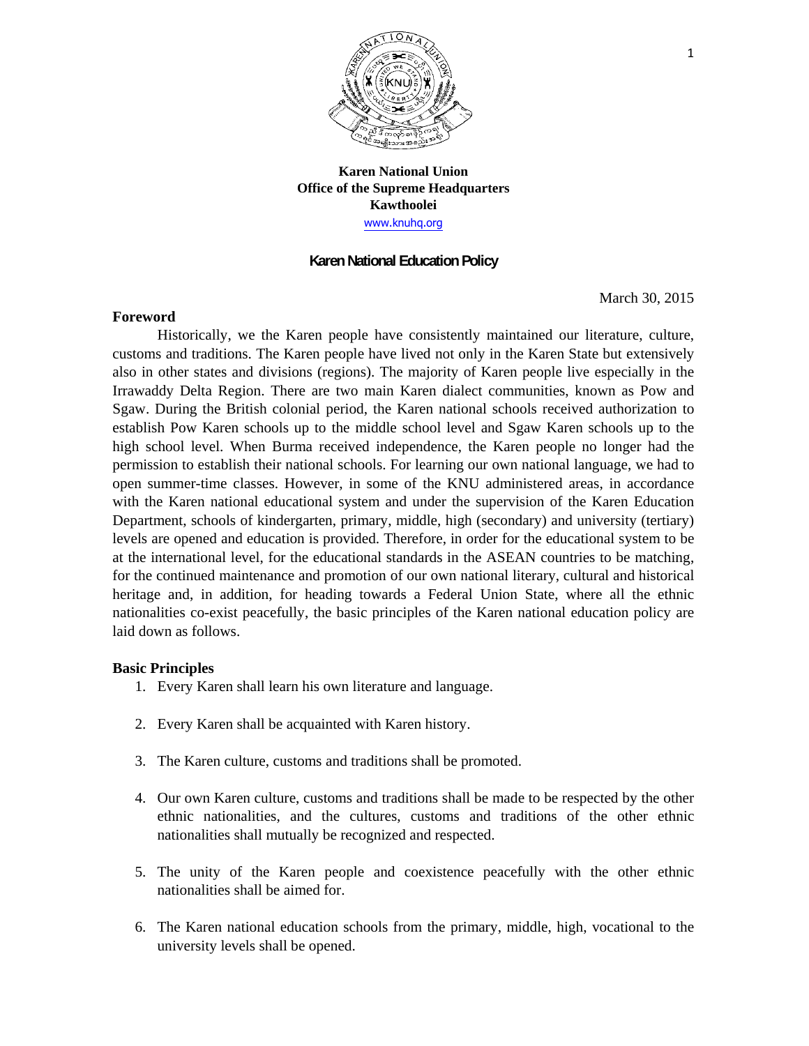**Karen National Union**
**Office of the Supreme Headquarters**
**Kawthoolei**
www.knuhq.org

# Karen National Education Policy

March 30, 2015

## Foreword

Historically, we the Karen people have consistently maintained our literature, culture, customs and traditions. The Karen people have lived not only in the Karen State but extensively also in other states and divisions (regions). The majority of Karen people live especially in the Irrawaddy Delta Region. There are two main Karen dialect communities, known as Pow and Sgaw. During the British colonial period, the Karen national schools received authorization to establish Pow Karen schools up to the middle school level and Sgaw Karen schools up to the high school level. When Burma received independence, the Karen people no longer had the permission to establish their national schools. For learning our own national language, we had to open summer-time classes. However, in some of the KNU administered areas, in accordance with the Karen national educational system and under the supervision of the Karen Education Department, schools of kindergarten, primary, middle, high (secondary) and university (tertiary) levels are opened and education is provided. Therefore, in order for the educational system to be at the international level, for the educational standards in the ASEAN countries to be matching, for the continued maintenance and promotion of our own national literary, cultural and historical heritage and, in addition, for heading towards a Federal Union State, where all the ethnic nationalities co-exist peacefully, the basic principles of the Karen national education policy are laid down as follows.

## Basic Principles

1. Every Karen shall learn his own literature and language.

2. Every Karen shall be acquainted with Karen history.

3. The Karen culture, customs and traditions shall be promoted.

4. Our own Karen culture, customs and traditions shall be made to be respected by the other ethnic nationalities, and the cultures, customs and traditions of the other ethnic nationalities shall mutually be recognized and respected.

5. The unity of the Karen people and coexistence peacefully with the other ethnic nationalities shall be aimed for.

6. The Karen national education schools from the primary, middle, high, vocational to the university levels shall be opened.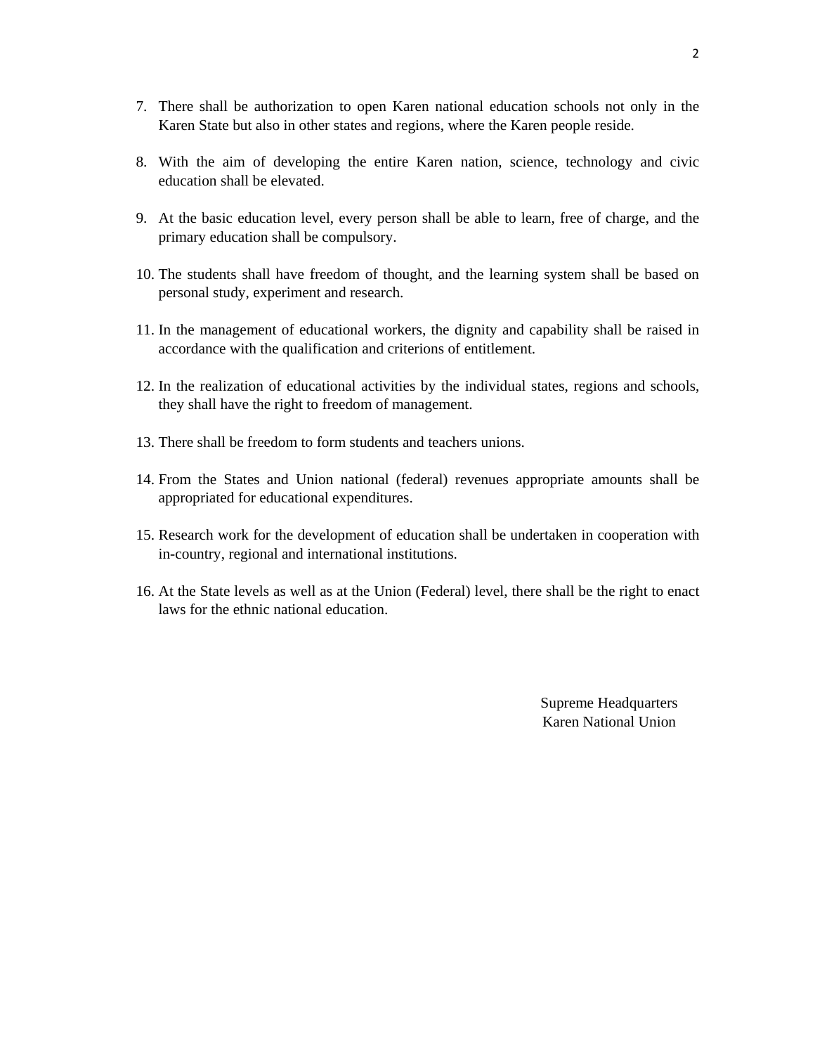7. There shall be authorization to open Karen national education schools not only in the Karen State but also in other states and regions, where the Karen people reside.

8. With the aim of developing the entire Karen nation, science, technology and civic education shall be elevated.

9. At the basic education level, every person shall be able to learn, free of charge, and the primary education shall be compulsory.

10. The students shall have freedom of thought, and the learning system shall be based on personal study, experiment and research.

11. In the management of educational workers, the dignity and capability shall be raised in accordance with the qualification and criterions of entitlement.

12. In the realization of educational activities by the individual states, regions and schools, they shall have the right to freedom of management.

13. There shall be freedom to form students and teachers unions.

14. From the States and Union national (federal) revenues appropriate amounts shall be appropriated for educational expenditures.

15. Research work for the development of education shall be undertaken in cooperation with in-country, regional and international institutions.

16. At the State levels as well as at the Union (Federal) level, there shall be the right to enact laws for the ethnic national education.

Supreme Headquarters
Karen National Union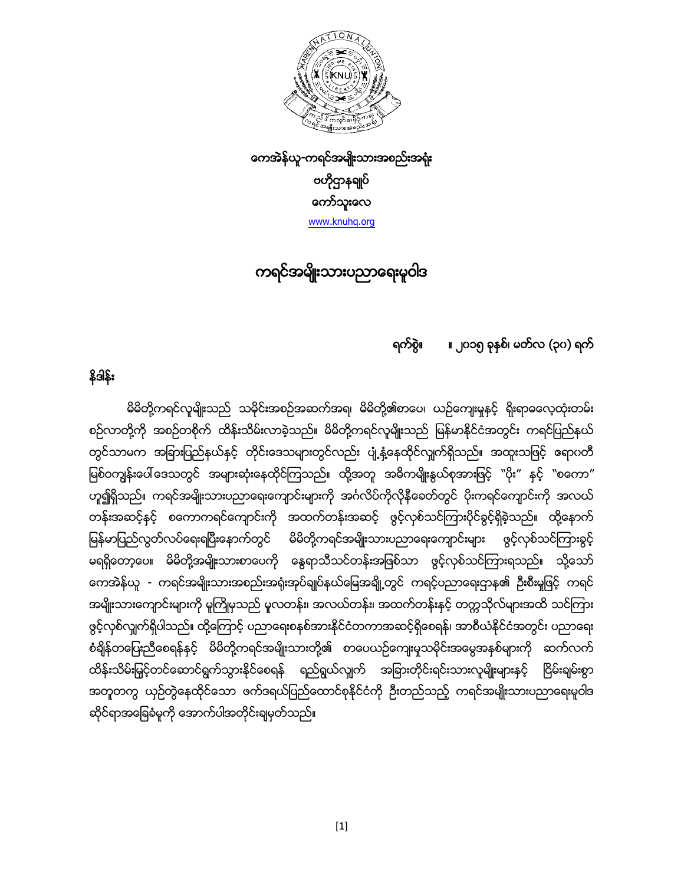ကေအဲန်ယူ-ကရင်အမျိုးသားအစည်းအရုံး
ဗဟိုဌာနချုပ်
ကော်သူးလေ
www.knuhq.org

# ကရင်အမျိုးသားပညာရေးမူဝါဒ

ရက်စွဲ။ ။ ၂၀၁၅ ခုနှစ်၊ မတ်လ (၃၀) ရက်

## နိဒါန်း

မိမိတို့ကရင်လူမျိုးသည် သမိုင်းအစဉ်အဆက်အရ၊ မိမိတို့၏စာပေ၊ ယဉ်ကျေးမှုနှင့် ရိုးရာဓလေ့ထုံးတမ်းစဉ်လာတို့ကို အစဉ်တစိုက် ထိန်းသိမ်းလာခဲ့သည်။ မိမိတို့ကရင်လူမျိုးသည် မြန်မာနိုင်ငံအတွင်း ကရင်ပြည်နယ်တွင်သာမက အခြားပြည်နယ်နှင့် တိုင်းဒေသများတွင်လည်း ပျံ့နှံ့နေထိုင်လျက်ရှိသည်။ အထူးသဖြင့် ဧရာဝတီမြစ်ဝကျွန်းပေါ်ဒေသတွင် အများဆုံးနေထိုင်ကြသည်။ ထို့အတူ အဓိကမျိုးနွယ်စုအားဖြင့် "ပိုး" နှင့် "စကော" ဟူ၍ရှိသည်။ ကရင်အမျိုးသားပညာရေးကျောင်းများကို အင်္ဂလိပ်ကိုလိုနီခေတ်တွင် ပိုးကရင်ကျောင်းကို အလယ်တန်းအဆင့်နှင့် စကောကရင်ကျောင်းကို အထက်တန်းအဆင့် ဖွင့်လှစ်သင်ကြားပိုင်ခွင့်ရှိခဲ့သည်။ ထို့နောက် မြန်မာပြည်လွတ်လပ်ရေးရပြီးနောက်တွင် မိမိတို့ကရင်အမျိုးသားပညာရေးကျောင်းများ ဖွင့်လှစ်သင်ကြားခွင့်မရရှိတော့ပေ။ မိမိတို့အမျိုးသားစာပေကို နွေရာသီသင်တန်းအဖြစ်သာ ဖွင့်လှစ်သင်ကြားရသည်။ သို့သော် ကေအဲန်ယူ - ကရင်အမျိုးသားအစည်းအရုံးအုပ်ချုပ်နယ်မြေအချို့တွင် ကရင့်ပညာရေးဌာန၏ ဦးစီးမှုဖြင့် ကရင်အမျိုးသားကျောင်းများကို မူကြိုမှသည် မူလတန်း၊ အလယ်တန်း၊ အထက်တန်းနှင့် တက္ကသိုလ်များအထိ သင်ကြားဖွင့်လှစ်လျက်ရှိပါသည်။ ထို့ကြောင့် ပညာရေးစနစ်အားနိုင်ငံတကာအဆင့်ရှိစေရန်၊ အာစီယံနိုင်ငံအတွင်း ပညာရေးစံချိန်တပြေးညီစေရန်နှင့် မိမိတို့ကရင်အမျိုးသားတို့၏ စာပေယဉ်ကျေးမှုသမိုင်းအမွေအနှစ်များကို ဆက်လက်ထိန်းသိမ်းမြှင့်တင်ဆောင်ရွက်သွားနိုင်စေရန် ရည်ရွယ်လျက် အခြားတိုင်းရင်းသားလူမျိုးများနှင့် ငြိမ်းချမ်းစွာအတူတကွ ယှဉ်တွဲနေထိုင်သော ဖက်ဒရယ်ပြည်ထောင်စုနိုင်ငံကို ဦးတည်သည့် ကရင်အမျိုးသားပညာရေးမူဝါဒဆိုင်ရာအခြေခံမူကို အောက်ပါအတိုင်းချမှတ်သည်။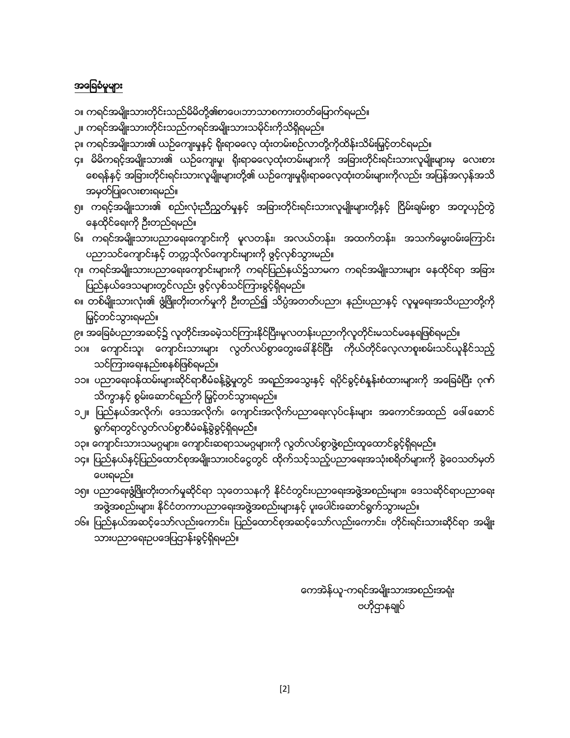## အခြေခံမူများ

၁။ ကရင်အမျိုးသားတိုင်းသည်မိမိတို့၏စာပေ၊ဘာသာစကားတတ်မြောက်ရမည်။

၂။ ကရင်အမျိုးသားတိုင်းသည်ကရင်အမျိုးသားသမိုင်းကိုသိရှိရမည်။

၃။ ကရင်အမျိုးသား၏ ယဉ်ကျေးမှုနှင့် ရိုးရာဓလေ့ ထုံးတမ်းစဉ်လာတို့ကိုထိန်းသိမ်းမြှင့်တင်ရမည်။

၄။ မိမိကရင့်အမျိုးသား၏ ယဉ်ကျေးမှု၊ ရိုးရာဓလေ့ထုံးတမ်းများကို အခြားတိုင်းရင်းသားလူမျိုးများမှ လေးစားစေရန်နှင့် အခြားတိုင်းရင်းသားလူမျိုးများတို့၏ ယဉ်ကျေးမှုရိုးရာဓလေ့ထုံးတမ်းများကိုလည်း အပြန်အလှန်အသိအမှတ်ပြုလေးစားရမည်။

၅။ ကရင့်အမျိုးသား၏ စည်းလုံးညီညွတ်မှုနှင့် အခြားတိုင်းရင်းသားလူမျိုးများတို့နှင့် ငြိမ်းချမ်းစွာ အတူယှဉ်တွဲနေထိုင်ရေးကို ဦးတည်ရမည်။

၆။ ကရင်အမျိုးသားပညာရေးကျောင်းကို မူလတန်း၊ အလယ်တန်း၊ အထက်တန်း၊ အသက်မွေးဝမ်းကြောင်းပညာသင်ကျောင်းနှင့် တက္ကသိုလ်ကျောင်းများကို ဖွင့်လှစ်သွားမည်။

၇။ ကရင်အမျိုးသားပညာရေးကျောင်းများကို ကရင်ပြည်နယ်၌သာမက ကရင်အမျိုးသားများ နေထိုင်ရာ အခြားပြည်နယ်ဒေသများတွင်လည်း ဖွင့်လှစ်သင်ကြားခွင့်ရှိရမည်။

၈။ တစ်မျိုးသားလုံး၏ ဖွံ့ဖြိုးတိုးတက်မှုကို ဦးတည်၍ သိပ္ပံအတတ်ပညာ၊ နည်းပညာနှင့် လူမှုရေးအသိပညာတို့ကိုမြှင့်တင်သွားရမည်။

၉။ အခြေခံပညာအဆင့်၌ လူတိုင်းအခမဲ့သင်ကြားနိုင်ပြီးမူလတန်းပညာကိုလူတိုင်းမသင်မနေရဖြစ်ရမည်။

၁၀။ ကျောင်းသူ၊ ကျောင်းသားများ လွတ်လပ်စွာတွေးခေါ်နိုင်ပြီး ကိုယ်တိုင်လေ့လာစူးစမ်းသင်ယူနိုင်သည့်သင်ကြားရေးနည်းစနစ်ဖြစ်ရမည်။

၁၁။ ပညာရေးဝန်ထမ်းများဆိုင်ရာစီမံခန့်ခွဲမှုတွင် အရည်အသွေးနှင့် ရပိုင်ခွင့်စံနှုန်းစံထားများကို အခြေခံပြီး ဂုဏ်သိက္ခာနှင့် စွမ်းဆောင်ရည်ကို မြှင့်တင်သွားရမည်။

၁၂။ ပြည်နယ်အလိုက်၊ ဒေသအလိုက်၊ ကျောင်းအလိုက်ပညာရေးလုပ်ငန်းများ အကောင်အထည် ဖေါ်ဆောင်ရွက်ရာတွင်လွတ်လပ်စွာစီမံခန့်ခွဲခွင့်ရှိရမည်။

၁၃။ ကျောင်းသားသမဂ္ဂများ၊ ကျောင်းဆရာသမဂ္ဂများကို လွတ်လပ်စွာဖွဲ့စည်းထူထောင်ခွင့်ရှိရမည်။

၁၄။ ပြည်နယ်နှင့်ပြည်ထောင်စုအမျိုးသားဝင်ငွေတွင် ထိုက်သင့်သည့်ပညာရေးအသုံးစရိတ်များကို ခွဲဝေသတ်မှတ်ပေးရမည်။

၁၅။ ပညာရေးဖွံ့ဖြိုးတိုးတက်မှုဆိုင်ရာ သုတေသနကို နိုင်ငံတွင်းပညာရေးအဖွဲ့အစည်းများ၊ ဒေသဆိုင်ရာပညာရေးအဖွဲ့အစည်းများ၊ နိုင်ငံတကာပညာရေးအဖွဲ့အစည်းများနှင့် ပူးပေါင်းဆောင်ရွက်သွားမည်။

၁၆။ ပြည်နယ်အဆင့်သော်လည်းကောင်း၊ ပြည်ထောင်စုအဆင့်သော်လည်းကောင်း၊ တိုင်းရင်းသားဆိုင်ရာ အမျိုးသားပညာရေးဥပဒေပြဌာန်းခွင့်ရှိရမည်။

ကေအဲန်ယူ-ကရင်အမျိုးသားအစည်းအရုံး

ဗဟိုဌာနချုပ်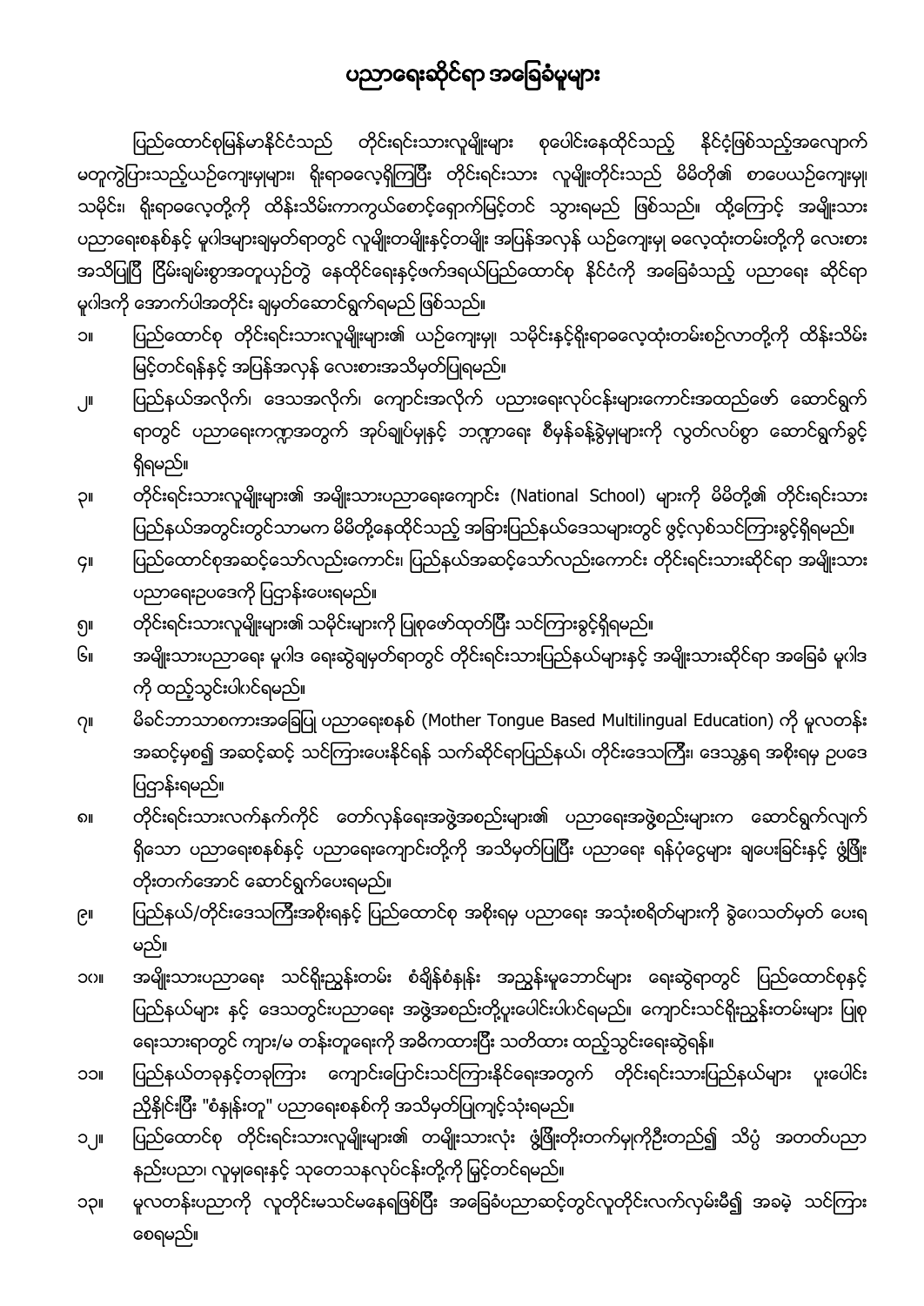# ပညာရေးဆိုင်ရာ အခြေခံမူများ

ပြည်ထောင်စုမြန်မာနိုင်ငံသည် တိုင်းရင်းသားလူမျိုးများ စုပေါင်းနေထိုင်သည့် နိုင်ငံဖြစ်သည့်အလျောက် မတူကွဲပြားသည့်ယဉ်ကျေးမှုများ၊ ရိုးရာဓလေ့ရှိကြပြီး တိုင်းရင်းသား လူမျိုးတိုင်းသည် မိမိတို့၏ စာပေယဉ်ကျေးမှု၊ သမိုင်း၊ ရိုးရာဓလေ့တို့ကို ထိန်းသိမ်းကာကွယ်စောင့်ရှောက်မြှင့်တင် သွားရမည် ဖြစ်သည်။ ထို့ကြောင့် အမျိုးသား ပညာရေးစနစ်နှင့် မူဂါဒများချမှတ်ရာတွင် လူမျိုးတမျိုးနှင့်တမျိုး အပြန်အလှန် ယဉ်ကျေးမှု ဓလေ့ထုံးတမ်းတို့ကို လေးစား အသိပြုပြီ ငြိမ်းချမ်းစွာအတူယှဉ်တွဲ နေထိုင်ရေးနှင့်ဖက်ဒရယ်ပြည်ထောင်စု နိုင်ငံကို အခြေခံသည့် ပညာရေး ဆိုင်ရာ မူဂါဒကို အောက်ပါအတိုင်း ချမှတ်ဆောင်ရွက်ရမည် ဖြစ်သည်။

၁။ ပြည်ထောင်စု တိုင်းရင်းသားလူမျိုးများ၏ ယဉ်ကျေးမှု၊ သမိုင်းနှင့်ရိုးရာဓလေ့ထုံးတမ်းစဉ်လာတို့ကို ထိန်းသိမ်း မြှင့်တင်ရန်နှင့် အပြန်အလှန် လေးစားအသိမှတ်ပြုရမည်။

၂။ ပြည်နယ်အလိုက်၊ ဒေသအလိုက်၊ ကျောင်းအလိုက် ပညာရေးလုပ်ငန်းများကောင်းအထည်ဖော် ဆောင်ရွက် ရာတွင် ပညာရေးကဏ္ဍအတွက် အုပ်ချုပ်မှုနှင့် ဘဏ္ဍာရေး စီမံခန့်ခွဲမှုများကို လွတ်လပ်စွာ ဆောင်ရွက်ခွင့် ရှိရမည်။

၃။ တိုင်းရင်းသားလူမျိုးများ၏ အမျိုးသားပညာရေးကျောင်း (National School) များကို မိမိတို့၏ တိုင်းရင်းသား ပြည်နယ်အတွင်းတွင်သာမက မိမိတို့နေထိုင်သည့် အခြားပြည်နယ်ဒေသများတွင် ဖွင့်လှစ်သင်ကြားခွင့်ရှိရမည်။

၄။ ပြည်ထောင်စုအဆင့်သော်လည်းကောင်း၊ ပြည်နယ်အဆင့်သော်လည်းကောင်း တိုင်းရင်းသားဆိုင်ရာ အမျိုးသား ပညာရေးဥပဒေကို ပြဋ္ဌာန်းပေးရမည်။

၅။ တိုင်းရင်းသားလူမျိုးများ၏ သမိုင်းများကို ပြုစုဖော်ထုတ်ပြီး သင်ကြားခွင့်ရှိရမည်။

၆။ အမျိုးသားပညာရေး မူဂါဒ ရေးဆွဲချမှတ်ရာတွင် တိုင်းရင်းသားပြည်နယ်များနှင့် အမျိုးသားဆိုင်ရာ အခြေခံ မူဂါဒ ကို ထည့်သွင်းပါဝင်ရမည်။

၇။ မိခင်ဘာသာစကားအခြေပြု ပညာရေးစနစ် (Mother Tongue Based Multilingual Education) ကို မူလတန်း အဆင့်မှစ၍ အဆင့်ဆင့် သင်ကြားပေးနိုင်ရန် သက်ဆိုင်ရာပြည်နယ်၊ တိုင်းဒေသကြီး၊ ဒေသန္တရ အစိုးရမှ ဥပဒေ ပြဋ္ဌာန်းရမည်။

၈။ တိုင်းရင်းသားလက်နက်ကိုင် တော်လှန်ရေးအဖွဲ့အစည်းများ၏ ပညာရေးအဖွဲ့စည်းများက ဆောင်ရွက်လျက် ရှိသော ပညာရေးစနစ်နှင့် ပညာရေးကျောင်းတို့ကို အသိမှတ်ပြုပြီး ပညာရေး ရန်ပုံငွေများ ချပေးခြင်းနှင့် ဖွံ့ဖြိုး တိုးတက်အောင် ဆောင်ရွက်ပေးရမည်။

၉။ ပြည်နယ်/တိုင်းဒေသကြီးအစိုးရနှင့် ပြည်ထောင်စု အစိုးရမှ ပညာရေး အသုံးစရိတ်များကို ခွဲဝေသတ်မှတ် ပေးရ မည်။

၁၀။ အမျိုးသားပညာရေး သင်ရိုးညွှန်းတမ်း စံချိန်စံနှုန်း အညွှန်းမူဘောင်များ ရေးဆွဲရာတွင် ပြည်ထောင်စုနှင့် ပြည်နယ်များ နှင့် ဒေသတွင်းပညာရေး အဖွဲ့အစည်းတို့ပူးပေါင်းပါဝင်ရမည်။ ကျောင်းသင်ရိုးညွှန်းတမ်းများ ပြုစု ရေးသားရာတွင် ကျား/မ တန်းတူရေးကို အဓိကထားပြီး သတိထား ထည့်သွင်းရေးဆွဲရန်။

၁၁။ ပြည်နယ်တခုနှင့်တခုကြား ကျောင်းပြောင်းသင်ကြားနိုင်ရေးအတွက် တိုင်းရင်းသားပြည်နယ်များ ပူးပေါင်း ညှိနှိုင်းပြီး "စံနှုန်းတူ" ပညာရေးစနစ်ကို အသိမှတ်ပြုကျင့်သုံးရမည်။

၁၂။ ပြည်ထောင်စု တိုင်းရင်းသားလူမျိုးများ၏ တမျိုးသားလုံး ဖွံ့ဖြိုးတိုးတက်မှုကိုဦးတည်၍ သိပ္ပံ အတတ်ပညာ နည်းပညာ၊ လူမှုရေးနှင့် သုတေသနလုပ်ငန်းတို့ကို မြှင့်တင်ရမည်။

၁၃။ မူလတန်းပညာကို လူတိုင်းမသင်မနေရဖြစ်ပြီး အခြေခံပညာဆင့်တွင်လူတိုင်းလက်လှမ်းမီ၍ အခမဲ့ သင်ကြား စေရမည်။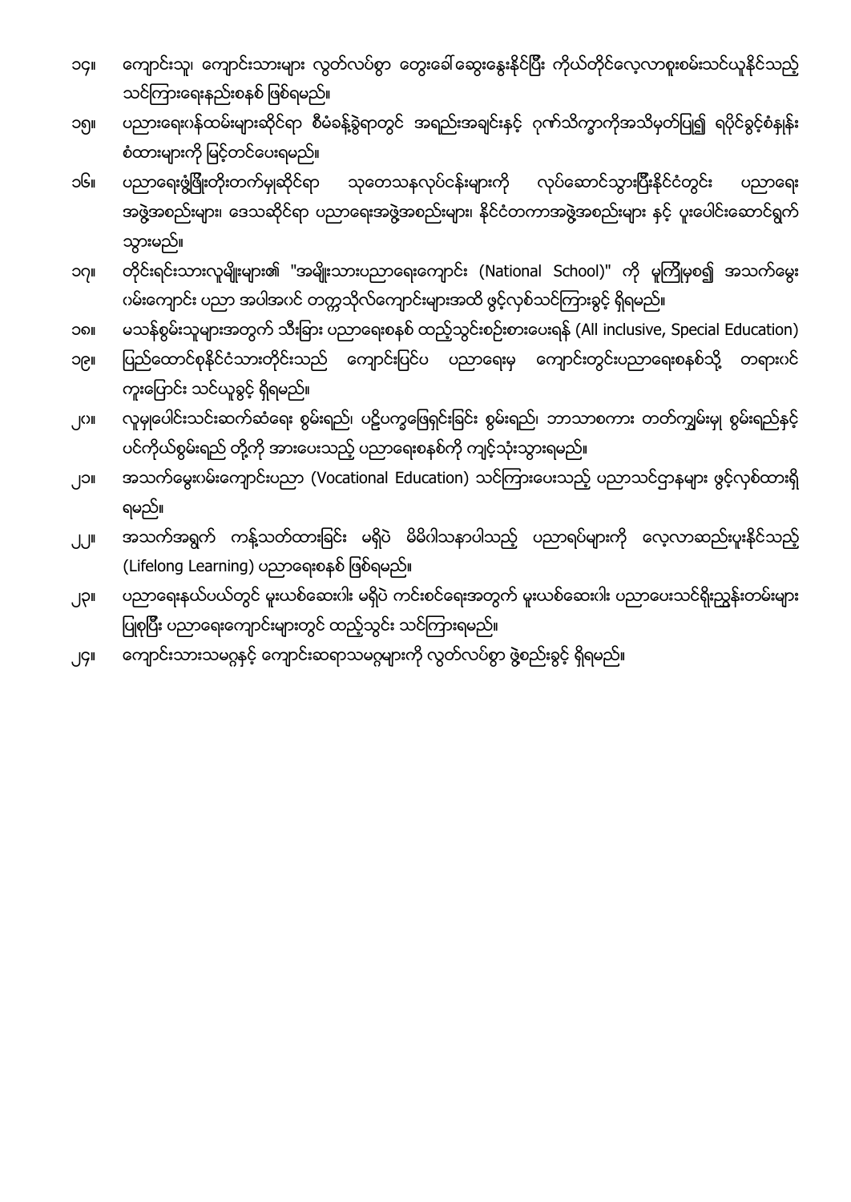၁၄။ ကျောင်းသူ၊ ကျောင်းသားများ လွတ်လပ်စွာ တွေးခေါ်ဆွေးနွေးနိုင်ပြီး ကိုယ်တိုင်လေ့လာစူးစမ်းသင်ယူနိုင်သည့် သင်ကြားရေးနည်းစနစ် ဖြစ်ရမည်။

၁၅။ ပညာရေးဝန်ထမ်းများဆိုင်ရာ စီမံခန့်ခွဲရာတွင် အရည်အချင်းနှင့် ဂုဏ်သိက္ခာကိုအသိမှတ်ပြု၍ ရပိုင်ခွင့်စံနှုန်း စံထားများကို မြင့်တင်ပေးရမည်။

၁၆။ ပညာရေးဖွံ့ဖြိုးတိုးတက်မှုဆိုင်ရာ သုတေသနလုပ်ငန်းများကို လုပ်ဆောင်သွားပြီးနိုင်ငံတွင်း ပညာရေး အဖွဲ့အစည်းများ၊ ဒေသဆိုင်ရာ ပညာရေးအဖွဲ့အစည်းများ၊ နိုင်ငံတကာအဖွဲ့အစည်းများ နှင့် ပူးပေါင်းဆောင်ရွက် သွားမည်။

၁၇။ တိုင်းရင်းသားလူမျိုးများ၏ "အမျိုးသားပညာရေးကျောင်း (National School)" ကို မူကြိုမှစ၍ အသက်မွေး ဝမ်းကျောင်း ပညာ အပါအဝင် တက္ကသိုလ်ကျောင်းများအထိ ဖွင့်လှစ်သင်ကြားခွင့် ရှိရမည်။

၁၈။ မသန်စွမ်းသူများအတွက် သီးခြား ပညာရေးစနစ် ထည့်သွင်းစဉ်းစားပေးရန် (All inclusive, Special Education)

၁၉။ ပြည်ထောင်စုနိုင်ငံသားတိုင်းသည် ကျောင်းပြင်ပ ပညာရေးမှ ကျောင်းတွင်းပညာရေးစနစ်သို့ တရားဝင် ကူးပြောင်း သင်ယူခွင့် ရှိရမည်။

၂၀။ လူမှုပေါင်းသင်းဆက်ဆံရေး စွမ်းရည်၊ ပဋိပက္ခဖြေရှင်းခြင်း စွမ်းရည်၊ ဘာသာစကား တတ်ကျွမ်းမှု စွမ်းရည်နှင့် ပင်ကိုယ်စွမ်းရည် တို့ကို အားပေးသည့် ပညာရေးစနစ်ကို ကျင့်သုံးသွားရမည်။

၂၁။ အသက်မွေးဝမ်းကျောင်းပညာ (Vocational Education) သင်ကြားပေးသည့် ပညာသင်ဌာနများ ဖွင့်လှစ်ထားရှိ ရမည်။

၂၂။ အသက်အရွယ် ကန့်သတ်ထားခြင်း မရှိပဲ မိမိဂါသနာပါသည့် ပညာရပ်များကို လေ့လာဆည်းပူးနိုင်သည့် (Lifelong Learning) ပညာရေးစနစ် ဖြစ်ရမည်။

၂၃။ ပညာရေးနယ်ပယ်တွင် မူးယစ်ဆေးဝါး မရှိပဲ ကင်းစင်ရေးအတွက် မူးယစ်ဆေးဝါး ပညာပေးသင်ရိုးညွှန်းတမ်းများ ပြုစုပြီး ပညာရေးကျောင်းများတွင် ထည့်သွင်း သင်ကြားရမည်။

၂၄။ ကျောင်းသားသမဂ္ဂနှင့် ကျောင်းဆရာသမဂ္ဂများကို လွတ်လပ်စွာ ဖွဲ့စည်းခွင့် ရှိရမည်။